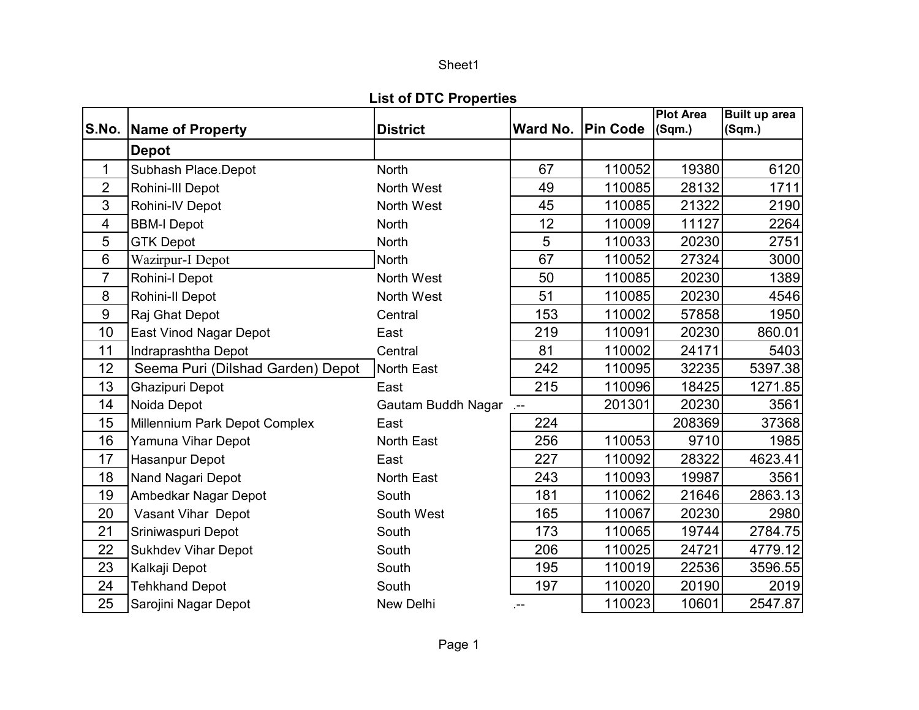# List of DTC Properties

| S.No. | Name of Property | District | Ward No. | Pin Code | Plot Area (Sqm.) | Built up area (Sqm.) |
|---|---|---|---|---|---|---|
| | **Depot** | | | | | |
| 1 | Subhash Place.Depot | North | 67 | 110052 | 19380 | 6120 |
| 2 | Rohini-III Depot | North West | 49 | 110085 | 28132 | 1711 |
| 3 | Rohini-IV Depot | North West | 45 | 110085 | 21322 | 2190 |
| 4 | BBM-I Depot | North | 12 | 110009 | 11127 | 2264 |
| 5 | GTK Depot | North | 5 | 110033 | 20230 | 2751 |
| 6 | Wazirpur-I Depot | North | 67 | 110052 | 27324 | 3000 |
| 7 | Rohini-I Depot | North West | 50 | 110085 | 20230 | 1389 |
| 8 | Rohini-II Depot | North West | 51 | 110085 | 20230 | 4546 |
| 9 | Raj Ghat Depot | Central | 153 | 110002 | 57858 | 1950 |
| 10 | East Vinod Nagar Depot | East | 219 | 110091 | 20230 | 860.01 |
| 11 | Indraprashtha Depot | Central | 81 | 110002 | 24171 | 5403 |
| 12 | Seema Puri (Dilshad Garden) Depot | North East | 242 | 110095 | 32235 | 5397.38 |
| 13 | Ghazipuri Depot | East | 215 | 110096 | 18425 | 1271.85 |
| 14 | Noida Depot | Gautam Buddh Nagar | .-- | 201301 | 20230 | 3561 |
| 15 | Millennium Park Depot Complex | East | 224 | | 208369 | 37368 |
| 16 | Yamuna Vihar Depot | North East | 256 | 110053 | 9710 | 1985 |
| 17 | Hasanpur Depot | East | 227 | 110092 | 28322 | 4623.41 |
| 18 | Nand Nagari Depot | North East | 243 | 110093 | 19987 | 3561 |
| 19 | Ambedkar Nagar Depot | South | 181 | 110062 | 21646 | 2863.13 |
| 20 | Vasant Vihar Depot | South West | 165 | 110067 | 20230 | 2980 |
| 21 | Sriniwaspuri Depot | South | 173 | 110065 | 19744 | 2784.75 |
| 22 | Sukhdev Vihar Depot | South | 206 | 110025 | 24721 | 4779.12 |
| 23 | Kalkaji Depot | South | 195 | 110019 | 22536 | 3596.55 |
| 24 | Tehkhand Depot | South | 197 | 110020 | 20190 | 2019 |
| 25 | Sarojini Nagar Depot | New Delhi | .-- | 110023 | 10601 | 2547.87 |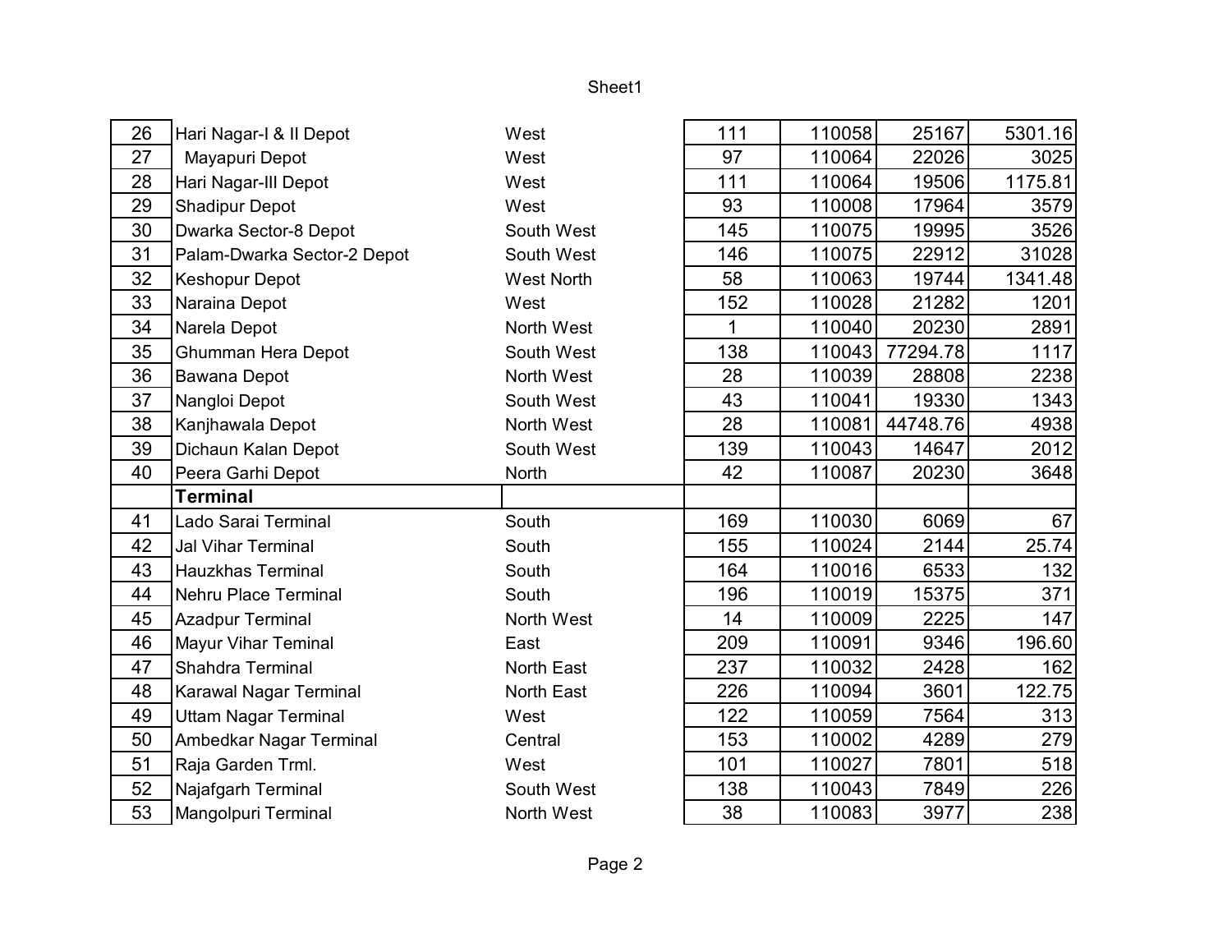| | | | | | | |
|---|---|---|---|---|---|---|
| 26 | Hari Nagar-I & II Depot | West | 111 | 110058 | 25167 | 5301.16 |
| 27 | Mayapuri Depot | West | 97 | 110064 | 22026 | 3025 |
| 28 | Hari Nagar-III Depot | West | 111 | 110064 | 19506 | 1175.81 |
| 29 | Shadipur Depot | West | 93 | 110008 | 17964 | 3579 |
| 30 | Dwarka Sector-8 Depot | South West | 145 | 110075 | 19995 | 3526 |
| 31 | Palam-Dwarka Sector-2 Depot | South West | 146 | 110075 | 22912 | 31028 |
| 32 | Keshopur Depot | West North | 58 | 110063 | 19744 | 1341.48 |
| 33 | Naraina Depot | West | 152 | 110028 | 21282 | 1201 |
| 34 | Narela Depot | North West | 1 | 110040 | 20230 | 2891 |
| 35 | Ghumman Hera Depot | South West | 138 | 110043 | 77294.78 | 1117 |
| 36 | Bawana Depot | North West | 28 | 110039 | 28808 | 2238 |
| 37 | Nangloi Depot | South West | 43 | 110041 | 19330 | 1343 |
| 38 | Kanjhawala Depot | North West | 28 | 110081 | 44748.76 | 4938 |
| 39 | Dichaun Kalan Depot | South West | 139 | 110043 | 14647 | 2012 |
| 40 | Peera Garhi Depot | North | 42 | 110087 | 20230 | 3648 |
| | **Terminal** | | | | | |
| 41 | Lado Sarai Terminal | South | 169 | 110030 | 6069 | 67 |
| 42 | Jal Vihar Terminal | South | 155 | 110024 | 2144 | 25.74 |
| 43 | Hauzkhas Terminal | South | 164 | 110016 | 6533 | 132 |
| 44 | Nehru Place Terminal | South | 196 | 110019 | 15375 | 371 |
| 45 | Azadpur Terminal | North West | 14 | 110009 | 2225 | 147 |
| 46 | Mayur Vihar Teminal | East | 209 | 110091 | 9346 | 196.60 |
| 47 | Shahdra Terminal | North East | 237 | 110032 | 2428 | 162 |
| 48 | Karawal Nagar Terminal | North East | 226 | 110094 | 3601 | 122.75 |
| 49 | Uttam Nagar Terminal | West | 122 | 110059 | 7564 | 313 |
| 50 | Ambedkar Nagar Terminal | Central | 153 | 110002 | 4289 | 279 |
| 51 | Raja Garden Trml. | West | 101 | 110027 | 7801 | 518 |
| 52 | Najafgarh Terminal | South West | 138 | 110043 | 7849 | 226 |
| 53 | Mangolpuri Terminal | North West | 38 | 110083 | 3977 | 238 |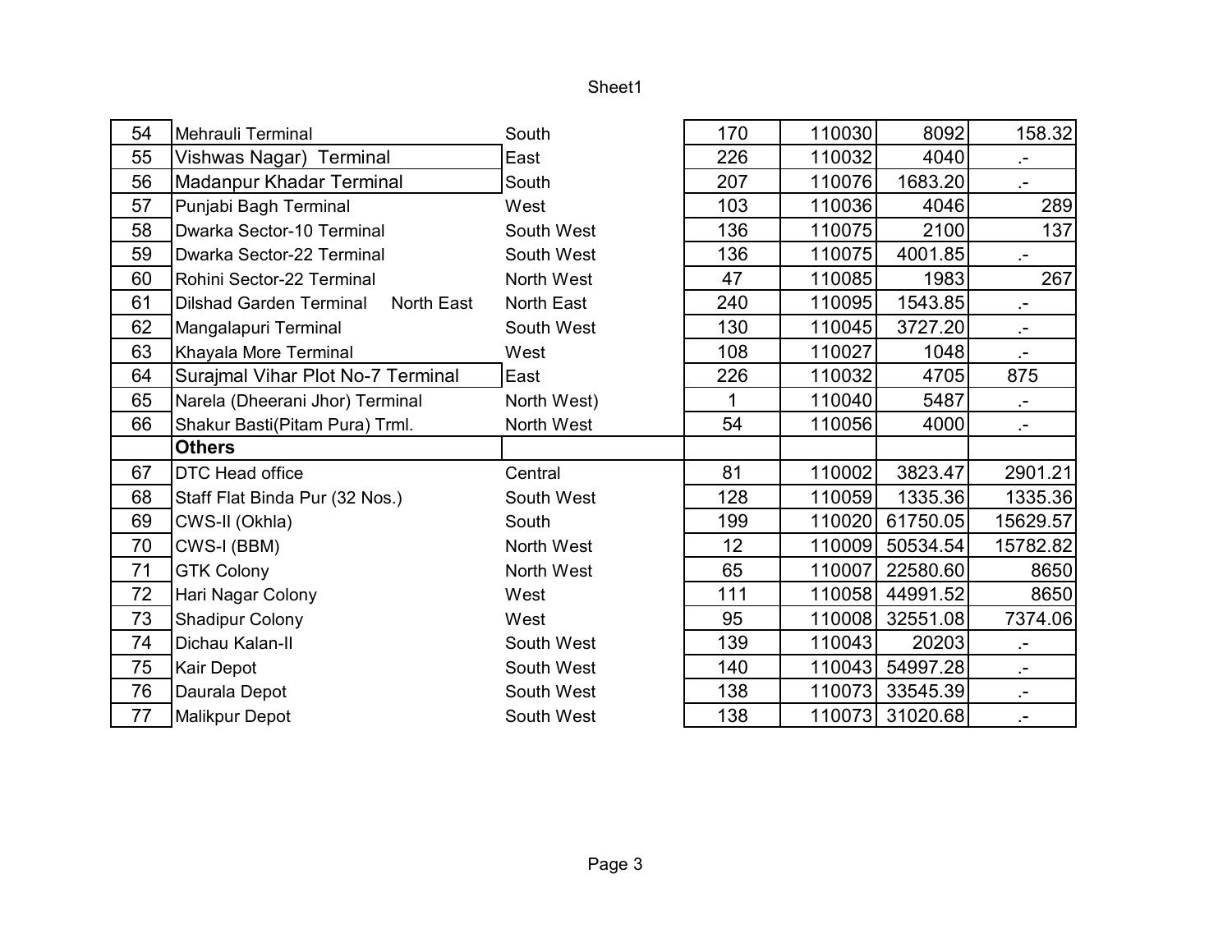| | | | | | | |
|---|---|---|---|---|---|---|
| 54 | Mehrauli Terminal | South | 170 | 110030 | 8092 | 158.32 |
| 55 | Vishwas Nagar) Terminal | East | 226 | 110032 | 4040 | .- |
| 56 | Madanpur Khadar Terminal | South | 207 | 110076 | 1683.20 | .- |
| 57 | Punjabi Bagh Terminal | West | 103 | 110036 | 4046 | 289 |
| 58 | Dwarka Sector-10 Terminal | South West | 136 | 110075 | 2100 | 137 |
| 59 | Dwarka Sector-22 Terminal | South West | 136 | 110075 | 4001.85 | .- |
| 60 | Rohini Sector-22 Terminal | North West | 47 | 110085 | 1983 | 267 |
| 61 | Dilshad Garden Terminal North East | North East | 240 | 110095 | 1543.85 | .- |
| 62 | Mangalapuri Terminal | South West | 130 | 110045 | 3727.20 | .- |
| 63 | Khayala More Terminal | West | 108 | 110027 | 1048 | .- |
| 64 | Surajmal Vihar Plot No-7 Terminal | East | 226 | 110032 | 4705 | 875 |
| 65 | Narela (Dheerani Jhor) Terminal | North West) | 1 | 110040 | 5487 | .- |
| 66 | Shakur Basti(Pitam Pura) Trml. | North West | 54 | 110056 | 4000 | .- |
| | **Others** | | | | | |
| 67 | DTC Head office | Central | 81 | 110002 | 3823.47 | 2901.21 |
| 68 | Staff Flat Binda Pur (32 Nos.) | South West | 128 | 110059 | 1335.36 | 1335.36 |
| 69 | CWS-II (Okhla) | South | 199 | 110020 | 61750.05 | 15629.57 |
| 70 | CWS-I (BBM) | North West | 12 | 110009 | 50534.54 | 15782.82 |
| 71 | GTK Colony | North West | 65 | 110007 | 22580.60 | 8650 |
| 72 | Hari Nagar Colony | West | 111 | 110058 | 44991.52 | 8650 |
| 73 | Shadipur Colony | West | 95 | 110008 | 32551.08 | 7374.06 |
| 74 | Dichau Kalan-II | South West | 139 | 110043 | 20203 | .- |
| 75 | Kair Depot | South West | 140 | 110043 | 54997.28 | .- |
| 76 | Daurala Depot | South West | 138 | 110073 | 33545.39 | .- |
| 77 | Malikpur Depot | South West | 138 | 110073 | 31020.68 | .- |